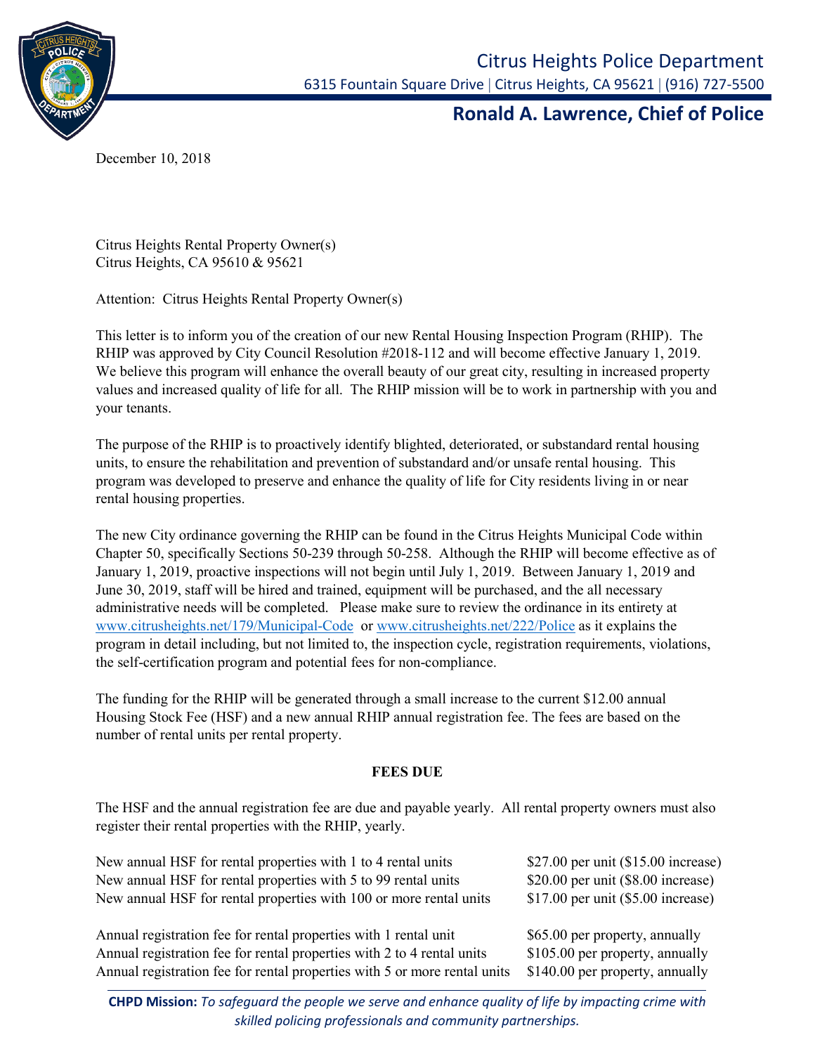# Citrus Heights Police Department

6315 Fountain Square Drive | Citrus Heights, CA 95621 | (916) 727-5500

## Ronald A. Lawrence, Chief of Police

December 10, 2018

Citrus Heights Rental Property Owner(s)
Citrus Heights, CA 95610 & 95621

Attention: Citrus Heights Rental Property Owner(s)

This letter is to inform you of the creation of our new Rental Housing Inspection Program (RHIP). The RHIP was approved by City Council Resolution #2018-112 and will become effective January 1, 2019. We believe this program will enhance the overall beauty of our great city, resulting in increased property values and increased quality of life for all. The RHIP mission will be to work in partnership with you and your tenants.

The purpose of the RHIP is to proactively identify blighted, deteriorated, or substandard rental housing units, to ensure the rehabilitation and prevention of substandard and/or unsafe rental housing. This program was developed to preserve and enhance the quality of life for City residents living in or near rental housing properties.

The new City ordinance governing the RHIP can be found in the Citrus Heights Municipal Code within Chapter 50, specifically Sections 50-239 through 50-258. Although the RHIP will become effective as of January 1, 2019, proactive inspections will not begin until July 1, 2019. Between January 1, 2019 and June 30, 2019, staff will be hired and trained, equipment will be purchased, and the all necessary administrative needs will be completed. Please make sure to review the ordinance in its entirety at [www.citrusheights.net/179/Municipal-Code](www.citrusheights.net/179/Municipal-Code) or [www.citrusheights.net/222/Police](www.citrusheights.net/222/Police) as it explains the program in detail including, but not limited to, the inspection cycle, registration requirements, violations, the self-certification program and potential fees for non-compliance.

The funding for the RHIP will be generated through a small increase to the current $12.00 annual Housing Stock Fee (HSF) and a new annual RHIP annual registration fee. The fees are based on the number of rental units per rental property.

**FEES DUE**

The HSF and the annual registration fee are due and payable yearly. All rental property owners must also register their rental properties with the RHIP, yearly.

| | |
|---|---|
| New annual HSF for rental properties with 1 to 4 rental units | $27.00 per unit ($15.00 increase) |
| New annual HSF for rental properties with 5 to 99 rental units | $20.00 per unit ($8.00 increase) |
| New annual HSF for rental properties with 100 or more rental units | $17.00 per unit ($5.00 increase) |

| | |
|---|---|
| Annual registration fee for rental properties with 1 rental unit | $65.00 per property, annually |
| Annual registration fee for rental properties with 2 to 4 rental units | $105.00 per property, annually |
| Annual registration fee for rental properties with 5 or more rental units | $140.00 per property, annually |

**CHPD Mission:** *To safeguard the people we serve and enhance quality of life by impacting crime with skilled policing professionals and community partnerships.*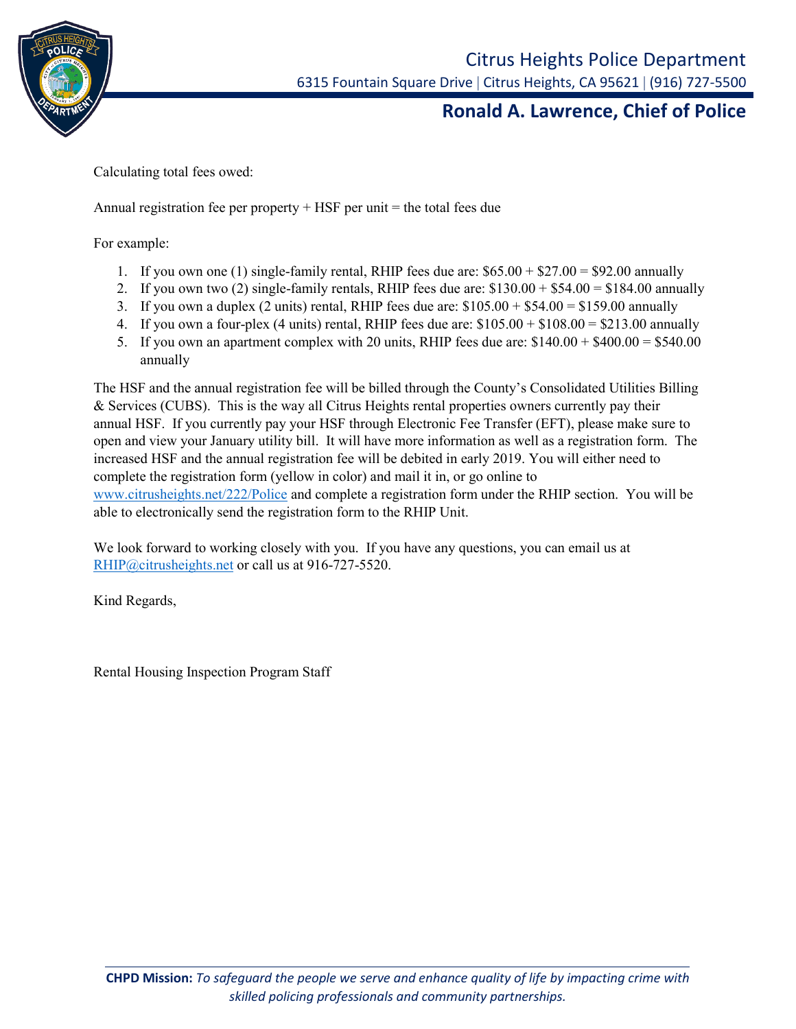Calculating total fees owed:

Annual registration fee per property + HSF per unit = the total fees due

For example:

1. If you own one (1) single-family rental, RHIP fees due are: $65.00 + $27.00 = $92.00 annually
2. If you own two (2) single-family rentals, RHIP fees due are: $130.00 + $54.00 = $184.00 annually
3. If you own a duplex (2 units) rental, RHIP fees due are: $105.00 + $54.00 = $159.00 annually
4. If you own a four-plex (4 units) rental, RHIP fees due are: $105.00 + $108.00 = $213.00 annually
5. If you own an apartment complex with 20 units, RHIP fees due are: $140.00 + $400.00 = $540.00 annually

The HSF and the annual registration fee will be billed through the County's Consolidated Utilities Billing & Services (CUBS). This is the way all Citrus Heights rental properties owners currently pay their annual HSF. If you currently pay your HSF through Electronic Fee Transfer (EFT), please make sure to open and view your January utility bill. It will have more information as well as a registration form. The increased HSF and the annual registration fee will be debited in early 2019. You will either need to complete the registration form (yellow in color) and mail it in, or go online to [www.citrusheights.net/222/Police](http://www.citrusheights.net/222/Police) and complete a registration form under the RHIP section. You will be able to electronically send the registration form to the RHIP Unit.

We look forward to working closely with you. If you have any questions, you can email us at [RHIP@citrusheights.net](mailto:RHIP@citrusheights.net) or call us at 916-727-5520.

Kind Regards,

Rental Housing Inspection Program Staff